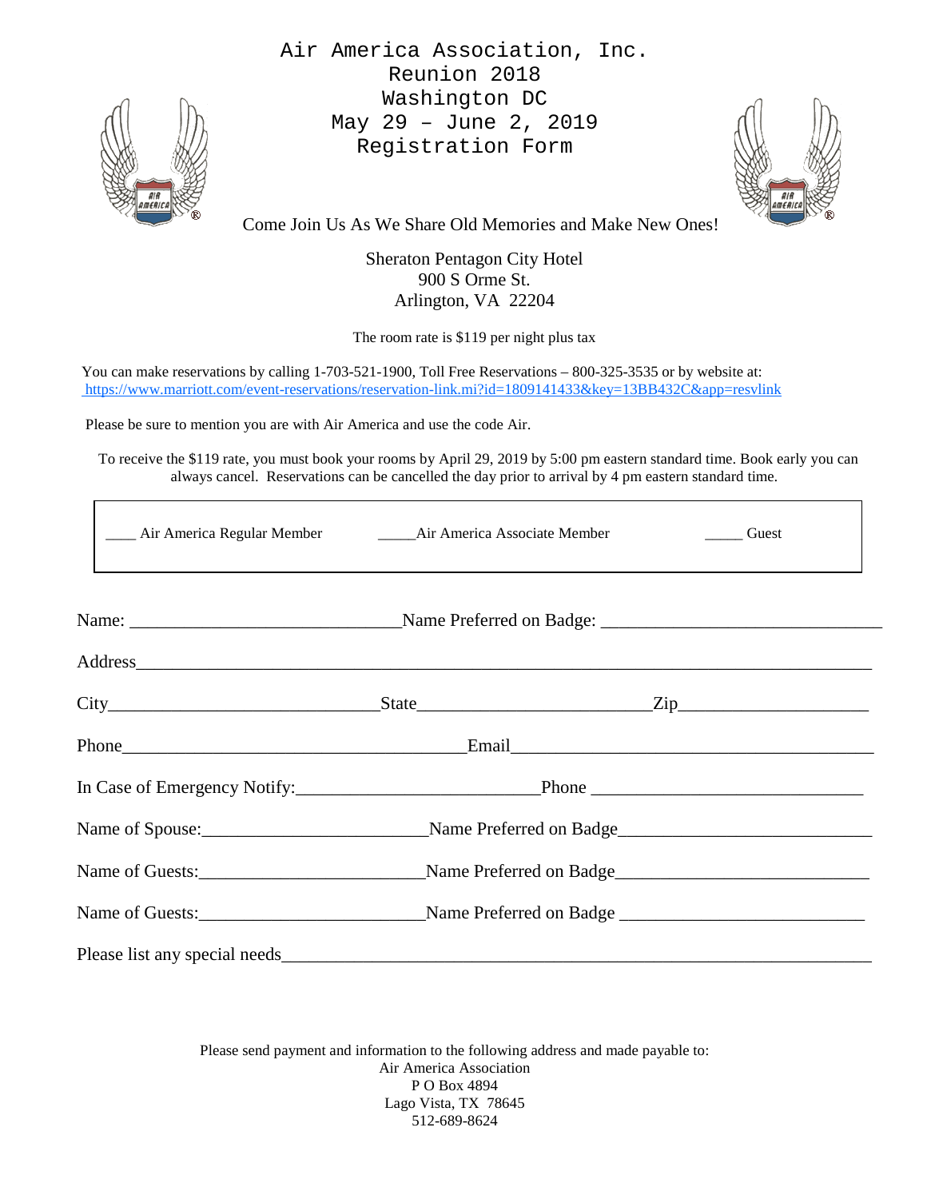# Air America Association, Inc.
# Reunion 2018
# Washington DC
# May 29 – June 2, 2019
# Registration Form

Come Join Us As We Share Old Memories and Make New Ones!

Sheraton Pentagon City Hotel
900 S Orme St.
Arlington, VA 22204

The room rate is $119 per night plus tax

You can make reservations by calling 1-703-521-1900, Toll Free Reservations – 800-325-3535 or by website at: https://www.marriott.com/event-reservations/reservation-link.mi?id=1809141433&key=13BB432C&app=resvlink

Please be sure to mention you are with Air America and use the code Air.

To receive the $119 rate, you must book your rooms by April 29, 2019 by 5:00 pm eastern standard time. Book early you can always cancel. Reservations can be cancelled the day prior to arrival by 4 pm eastern standard time.

____ Air America Regular Member _____Air America Associate Member _____ Guest

Name: ______________________________Name Preferred on Badge: _______________________________

Address________________________________________________________________________________

City______________________________State_________________________Zip_____________________

Phone_______________________________________Email________________________________________

In Case of Emergency Notify:__________________________Phone ______________________________

Name of Spouse:________________________Name Preferred on Badge___________________________

Name of Guests:________________________Name Preferred on Badge___________________________

Name of Guests:________________________Name Preferred on Badge ___________________________

Please list any special needs______________________________________________________________

Please send payment and information to the following address and made payable to:
Air America Association
P O Box 4894
Lago Vista, TX 78645
512-689-8624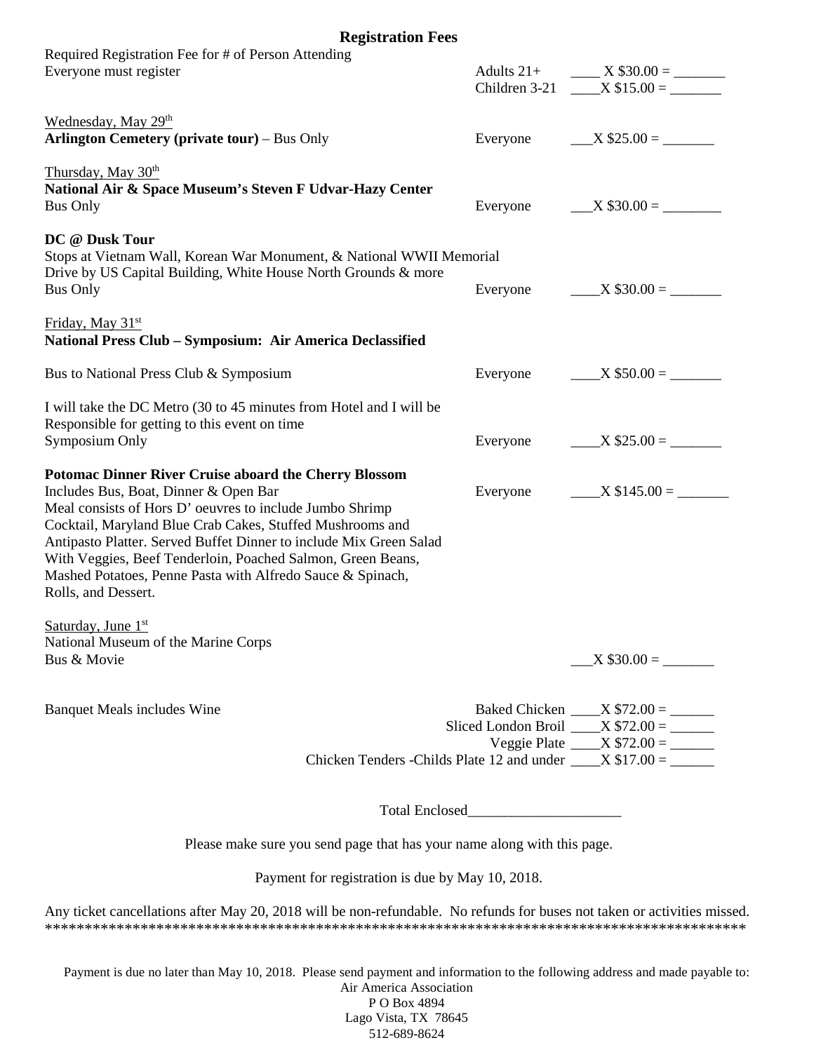## Registration Fees

Required Registration Fee for # of Person Attending
Everyone must register

| | | |
|---|---|---|
| | Adults 21+ | ____ X $30.00 = _______ |
| | Children 3-21 | ____X $15.00 = _______ |

Wednesday, May 29th
**Arlington Cemetery (private tour)** – Bus Only — Everyone ___X $25.00 = _______

Thursday, May 30th
**National Air & Space Museum's Steven F Udvar-Hazy Center**
Bus Only — Everyone ___X $30.00 = ________

**DC @ Dusk Tour**
Stops at Vietnam Wall, Korean War Monument, & National WWII Memorial
Drive by US Capital Building, White House North Grounds & more
Bus Only — Everyone ____X $30.00 = _______

Friday, May 31st
**National Press Club – Symposium: Air America Declassified**

Bus to National Press Club & Symposium — Everyone ____X $50.00 = _______

I will take the DC Metro (30 to 45 minutes from Hotel and I will be Responsible for getting to this event on time
Symposium Only — Everyone ____X $25.00 = _______

**Potomac Dinner River Cruise aboard the Cherry Blossom**
Includes Bus, Boat, Dinner & Open Bar — Everyone ____X $145.00 = _______
Meal consists of Hors D' oeuvres to include Jumbo Shrimp Cocktail, Maryland Blue Crab Cakes, Stuffed Mushrooms and Antipasto Platter. Served Buffet Dinner to include Mix Green Salad With Veggies, Beef Tenderloin, Poached Salmon, Green Beans, Mashed Potatoes, Penne Pasta with Alfredo Sauce & Spinach, Rolls, and Dessert.

Saturday, June 1st
National Museum of the Marine Corps
Bus & Movie — ___X $30.00 = _______

Banquet Meals includes Wine

Baked Chicken ____X $72.00 = ______
Sliced London Broil ____X $72.00 = ______
Veggie Plate ____X $72.00 = ______
Chicken Tenders -Childs Plate 12 and under ____X $17.00 = ______

Total Enclosed_____________________

Please make sure you send page that has your name along with this page.

Payment for registration is due by May 10, 2018.

Any ticket cancellations after May 20, 2018 will be non-refundable. No refunds for buses not taken or activities missed.
*****************************************************************************************

Payment is due no later than May 10, 2018. Please send payment and information to the following address and made payable to:
Air America Association
P O Box 4894
Lago Vista, TX 78645
512-689-8624